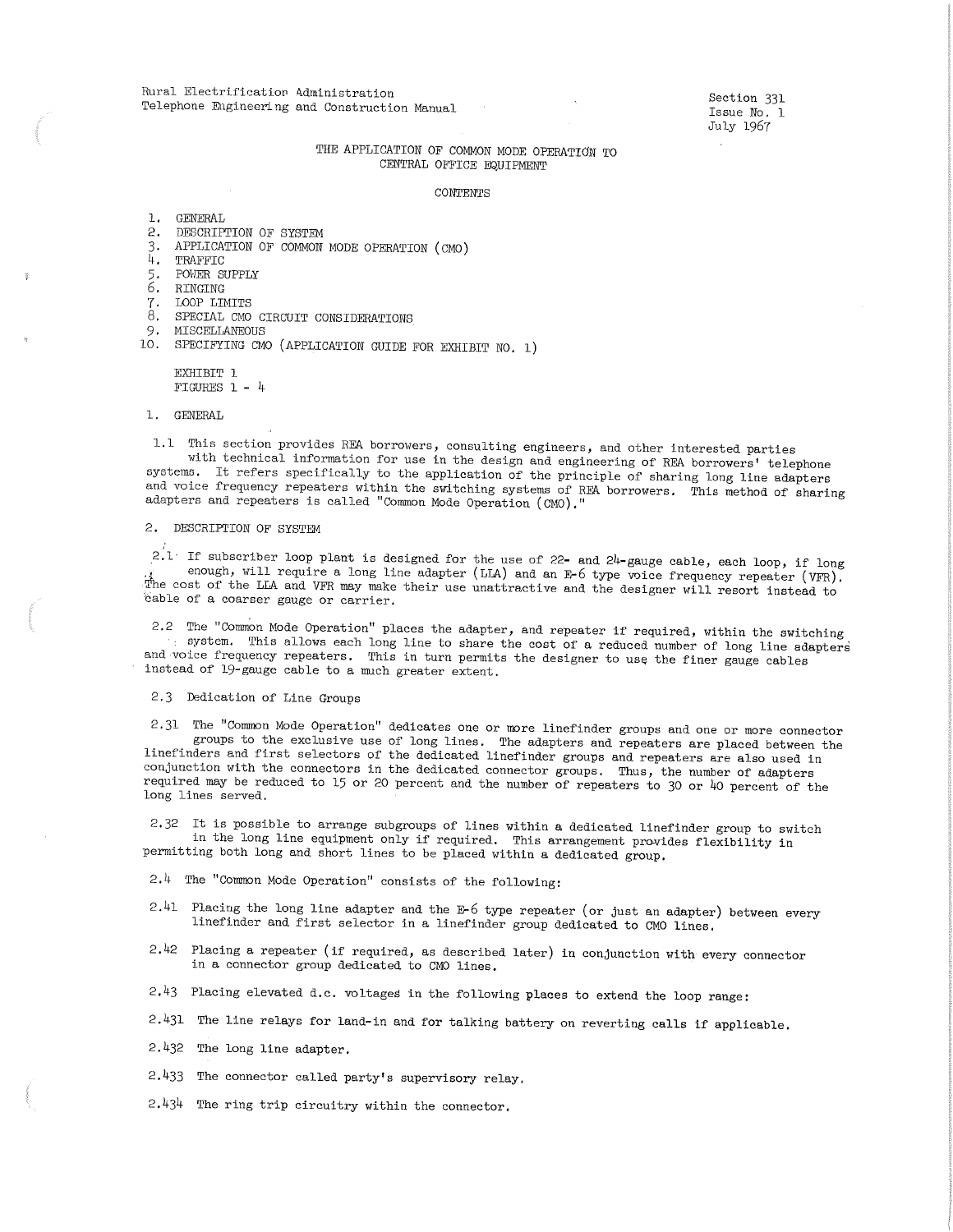Rural Electrification Administration
Telephone Engineering and Construction Manual

Section 331
Issue No. 1
July 1967

# THE APPLICATION OF COMMON MODE OPERATION TO CENTRAL OFFICE EQUIPMENT

## CONTENTS

1. GENERAL
2. DESCRIPTION OF SYSTEM
3. APPLICATION OF COMMON MODE OPERATION (CMO)
4. TRAFFIC
5. POWER SUPPLY
6. RINGING
7. LOOP LIMITS
8. SPECIAL CMO CIRCUIT CONSIDERATIONS
9. MISCELLANEOUS
10. SPECIFYING CMO (APPLICATION GUIDE FOR EXHIBIT NO. 1)

EXHIBIT 1
FIGURES 1 - 4

## 1. GENERAL

1.1 This section provides REA borrowers, consulting engineers, and other interested parties with technical information for use in the design and engineering of REA borrowers' telephone systems. It refers specifically to the application of the principle of sharing long line adapters and voice frequency repeaters within the switching systems of REA borrowers. This method of sharing adapters and repeaters is called "Common Mode Operation (CMO)."

## 2. DESCRIPTION OF SYSTEM

2.1 If subscriber loop plant is designed for the use of 22- and 24-gauge cable, each loop, if long enough, will require a long line adapter (LLA) and an E-6 type voice frequency repeater (VFR). The cost of the LLA and VFR may make their use unattractive and the designer will resort instead to cable of a coarser gauge or carrier.

2.2 The "Common Mode Operation" places the adapter, and repeater if required, within the switching system. This allows each long line to share the cost of a reduced number of long line adapters and voice frequency repeaters. This in turn permits the designer to use the finer gauge cables instead of 19-gauge cable to a much greater extent.

2.3 Dedication of Line Groups

2.31 The "Common Mode Operation" dedicates one or more linefinder groups and one or more connector groups to the exclusive use of long lines. The adapters and repeaters are placed between the linefinders and first selectors of the dedicated linefinder groups and repeaters are also used in conjunction with the connectors in the dedicated connector groups. Thus, the number of adapters required may be reduced to 15 or 20 percent and the number of repeaters to 30 or 40 percent of the long lines served.

2.32 It is possible to arrange subgroups of lines within a dedicated linefinder group to switch in the long line equipment only if required. This arrangement provides flexibility in permitting both long and short lines to be placed within a dedicated group.

2.4 The "Common Mode Operation" consists of the following:

2.41 Placing the long line adapter and the E-6 type repeater (or just an adapter) between every linefinder and first selector in a linefinder group dedicated to CMO lines.

2.42 Placing a repeater (if required, as described later) in conjunction with every connector in a connector group dedicated to CMO lines.

2.43 Placing elevated d.c. voltages in the following places to extend the loop range:

2.431 The line relays for land-in and for talking battery on reverting calls if applicable.

2.432 The long line adapter.

2.433 The connector called party's supervisory relay.

2.434 The ring trip circuitry within the connector.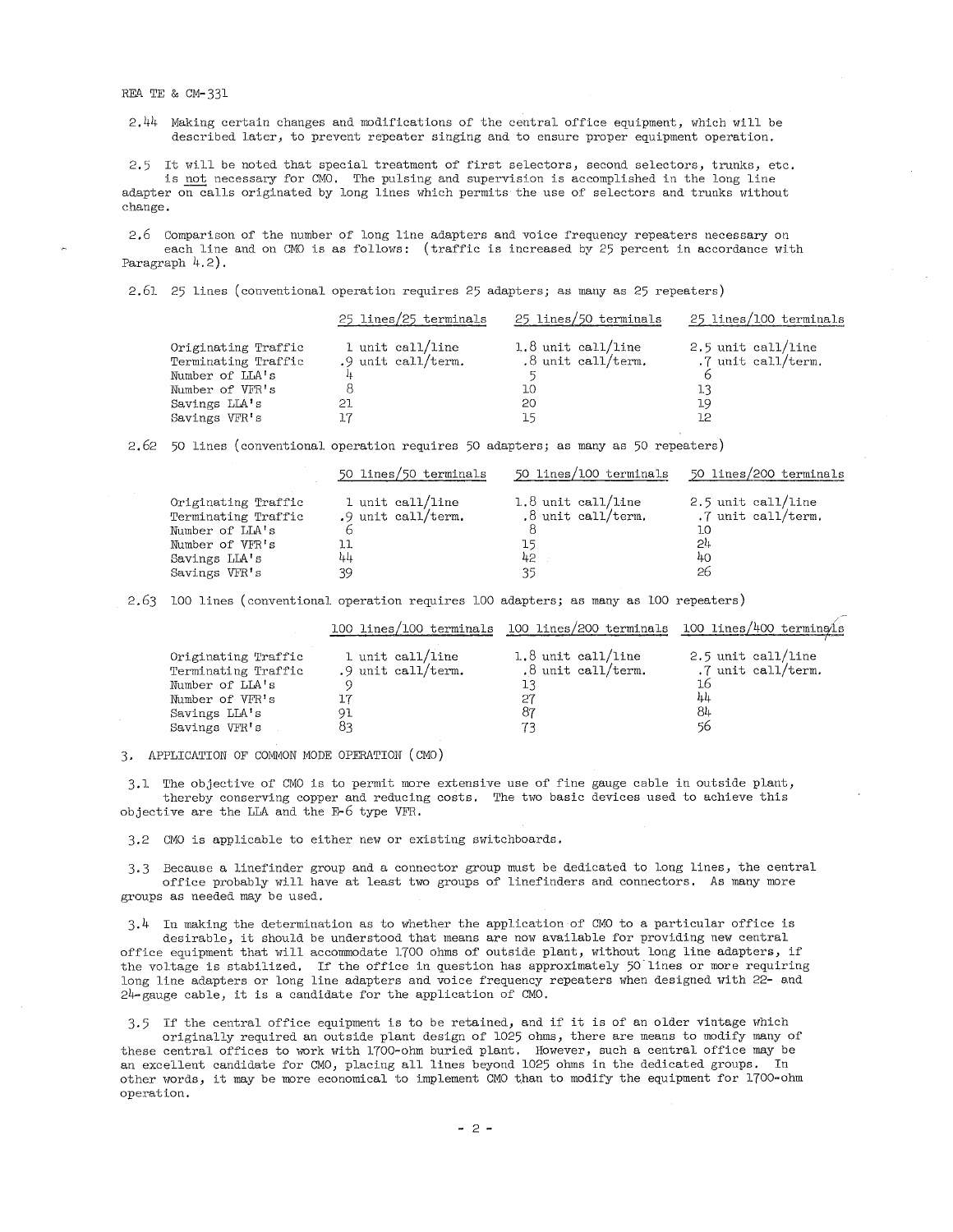2.44 Making certain changes and modifications of the central office equipment, which will be described later, to prevent repeater singing and to ensure proper equipment operation.

2.5 It will be noted that special treatment of first selectors, second selectors, trunks, etc. is not necessary for CMO. The pulsing and supervision is accomplished in the long line adapter on calls originated by long lines which permits the use of selectors and trunks without change.

2.6 Comparison of the number of long line adapters and voice frequency repeaters necessary on each line and on CMO is as follows: (traffic is increased by 25 percent in accordance with Paragraph 4.2).

2.61 25 lines (conventional operation requires 25 adapters; as many as 25 repeaters)

| | 25 lines/25 terminals | 25 lines/50 terminals | 25 lines/100 terminals |
|---|---|---|---|
| Originating Traffic | 1 unit call/line | 1.8 unit call/line | 2.5 unit call/line |
| Terminating Traffic | .9 unit call/term. | .8 unit call/term. | .7 unit call/term. |
| Number of LLA's | 4 | 5 | 6 |
| Number of VFR's | 8 | 10 | 13 |
| Savings LLA's | 21 | 20 | 19 |
| Savings VFR's | 17 | 15 | 12 |

2.62 50 lines (conventional operation requires 50 adapters; as many as 50 repeaters)

| | 50 lines/50 terminals | 50 lines/100 terminals | 50 lines/200 terminals |
|---|---|---|---|
| Originating Traffic | 1 unit call/line | 1.8 unit call/line | 2.5 unit call/line |
| Terminating Traffic | .9 unit call/term. | .8 unit call/term. | .7 unit call/term. |
| Number of LLA's | 6 | 8 | 10 |
| Number of VFR's | 11 | 15 | 24 |
| Savings LLA's | 44 | 42 | 40 |
| Savings VFR's | 39 | 35 | 26 |

2.63 100 lines (conventional operation requires 100 adapters; as many as 100 repeaters)

| | 100 lines/100 terminals | 100 lines/200 terminals | 100 lines/400 terminals |
|---|---|---|---|
| Originating Traffic | 1 unit call/line | 1.8 unit call/line | 2.5 unit call/line |
| Terminating Traffic | .9 unit call/term. | .8 unit call/term. | .7 unit call/term. |
| Number of LLA's | 9 | 13 | 16 |
| Number of VFR's | 17 | 27 | 44 |
| Savings LLA's | 91 | 87 | 84 |
| Savings VFR's | 83 | 73 | 56 |

## 3. APPLICATION OF COMMON MODE OPERATION (CMO)

3.1 The objective of CMO is to permit more extensive use of fine gauge cable in outside plant, thereby conserving copper and reducing costs. The two basic devices used to achieve this objective are the LLA and the E-6 type VFR.

3.2 CMO is applicable to either new or existing switchboards.

3.3 Because a linefinder group and a connector group must be dedicated to long lines, the central office probably will have at least two groups of linefinders and connectors. As many more groups as needed may be used.

3.4 In making the determination as to whether the application of CMO to a particular office is desirable, it should be understood that means are now available for providing new central office equipment that will accommodate 1700 ohms of outside plant, without long line adapters, if the voltage is stabilized. If the office in question has approximately 50 lines or more requiring long line adapters or long line adapters and voice frequency repeaters when designed with 22- and 24-gauge cable, it is a candidate for the application of CMO.

3.5 If the central office equipment is to be retained, and if it is of an older vintage which originally required an outside plant design of 1025 ohms, there are means to modify many of these central offices to work with 1700-ohm buried plant. However, such a central office may be an excellent candidate for CMO, placing all lines beyond 1025 ohms in the dedicated groups. In other words, it may be more economical to implement CMO than to modify the equipment for 1700-ohm operation.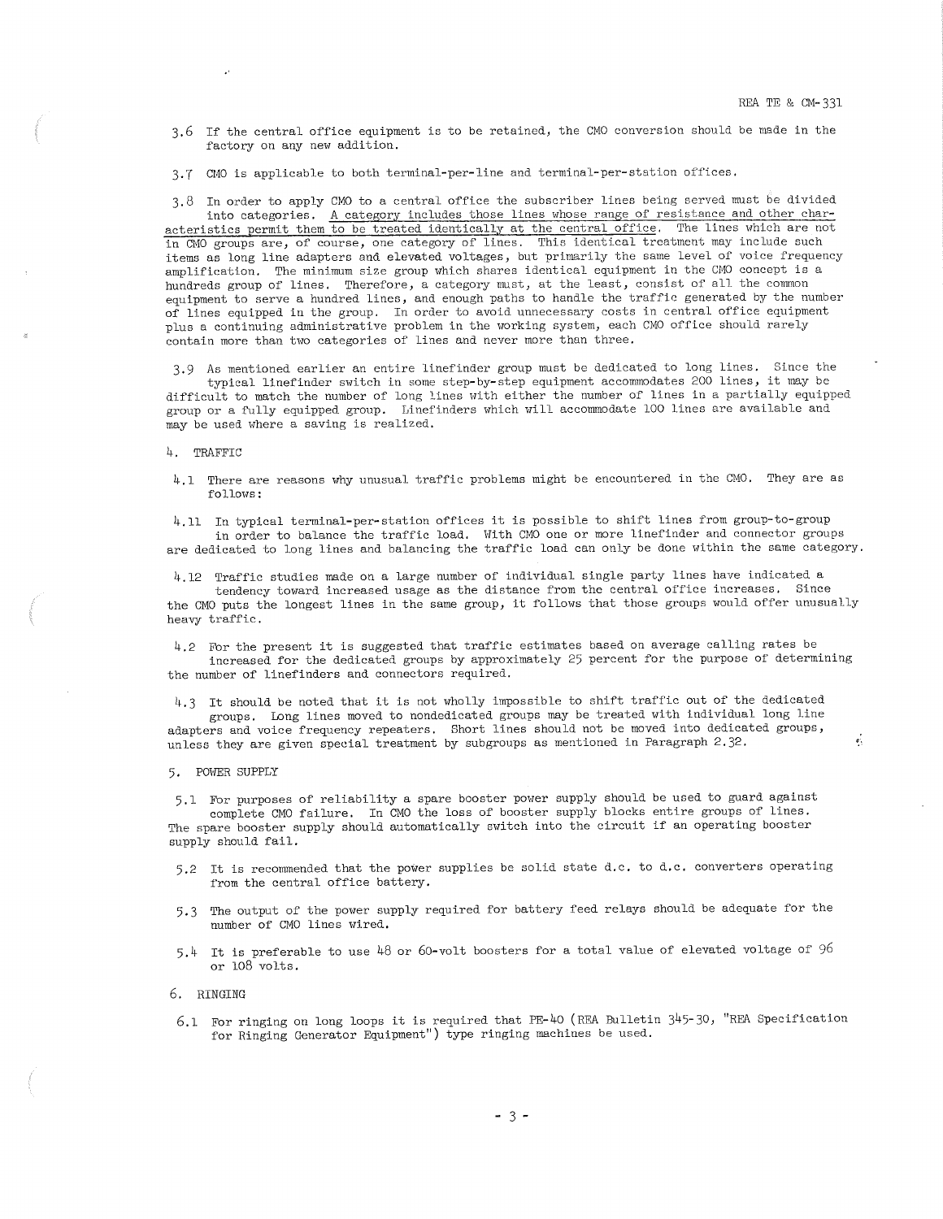3.6 If the central office equipment is to be retained, the CMO conversion should be made in the factory on any new addition.

3.7 CMO is applicable to both terminal-per-line and terminal-per-station offices.

3.8 In order to apply CMO to a central office the subscriber lines being served must be divided into categories. A category includes those lines whose range of resistance and other characteristics permit them to be treated identically at the central office. The lines which are not in CMO groups are, of course, one category of lines. This identical treatment may include such items as long line adapters and elevated voltages, but primarily the same level of voice frequency amplification. The minimum size group which shares identical equipment in the CMO concept is a hundreds group of lines. Therefore, a category must, at the least, consist of all the common equipment to serve a hundred lines, and enough paths to handle the traffic generated by the number of lines equipped in the group. In order to avoid unnecessary costs in central office equipment plus a continuing administrative problem in the working system, each CMO office should rarely contain more than two categories of lines and never more than three.

3.9 As mentioned earlier an entire linefinder group must be dedicated to long lines. Since the typical linefinder switch in some step-by-step equipment accommodates 200 lines, it may be difficult to match the number of long lines with either the number of lines in a partially equipped group or a fully equipped group. Linefinders which will accommodate 100 lines are available and may be used where a saving is realized.

## 4. TRAFFIC

4.1 There are reasons why unusual traffic problems might be encountered in the CMO. They are as follows:

4.11 In typical terminal-per-station offices it is possible to shift lines from group-to-group in order to balance the traffic load. With CMO one or more linefinder and connector groups are dedicated to long lines and balancing the traffic load can only be done within the same category.

4.12 Traffic studies made on a large number of individual single party lines have indicated a tendency toward increased usage as the distance from the central office increases. Since the CMO puts the longest lines in the same group, it follows that those groups would offer unusually heavy traffic.

4.2 For the present it is suggested that traffic estimates based on average calling rates be increased for the dedicated groups by approximately 25 percent for the purpose of determining the number of linefinders and connectors required.

4.3 It should be noted that it is not wholly impossible to shift traffic out of the dedicated groups. Long lines moved to nondedicated groups may be treated with individual long line adapters and voice frequency repeaters. Short lines should not be moved into dedicated groups, unless they are given special treatment by subgroups as mentioned in Paragraph 2.32.

## 5. POWER SUPPLY

5.1 For purposes of reliability a spare booster power supply should be used to guard against complete CMO failure. In CMO the loss of booster supply blocks entire groups of lines. The spare booster supply should automatically switch into the circuit if an operating booster supply should fail.

5.2 It is recommended that the power supplies be solid state d.c. to d.c. converters operating from the central office battery.

5.3 The output of the power supply required for battery feed relays should be adequate for the number of CMO lines wired.

5.4 It is preferable to use 48 or 60-volt boosters for a total value of elevated voltage of 96 or 108 volts.

## 6. RINGING

6.1 For ringing on long loops it is required that PE-40 (REA Bulletin 345-30, "REA Specification for Ringing Generator Equipment") type ringing machines be used.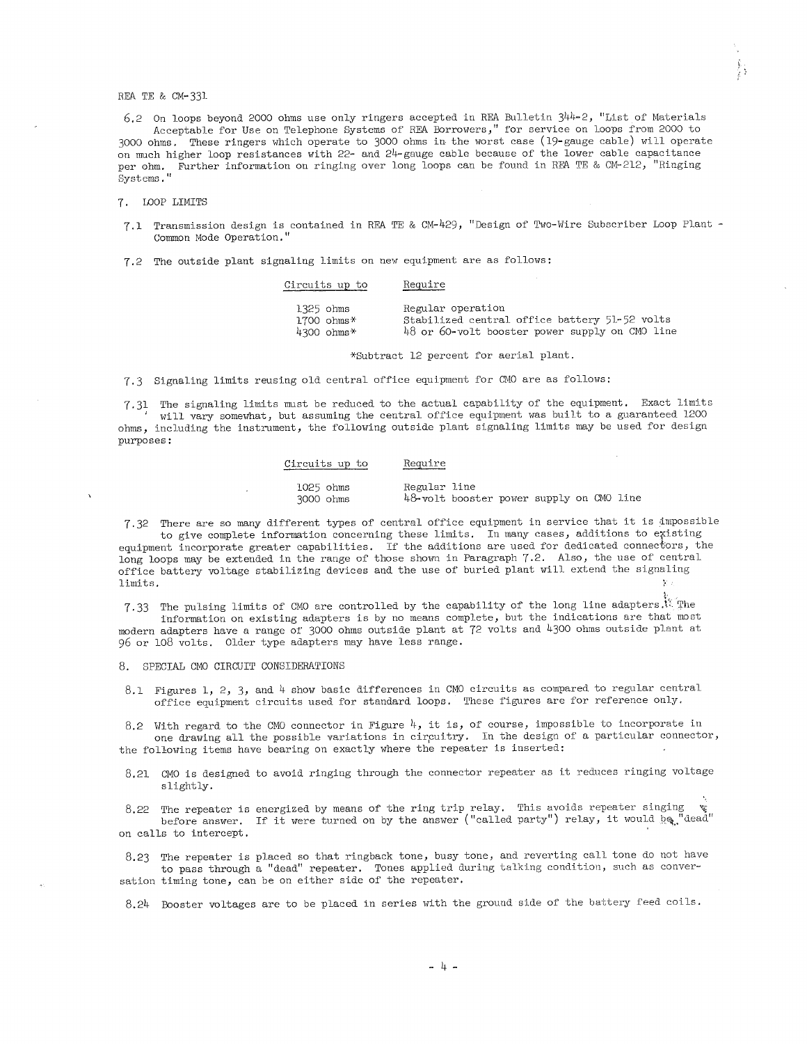6.2 On loops beyond 2000 ohms use only ringers accepted in REA Bulletin 344-2, "List of Materials Acceptable for Use on Telephone Systems of REA Borrowers," for service on loops from 2000 to 3000 ohms. These ringers which operate to 3000 ohms in the worst case (19-gauge cable) will operate on much higher loop resistances with 22- and 24-gauge cable because of the lower cable capacitance per ohm. Further information on ringing over long loops can be found in REA TE & CM-212, "Ringing Systems."

## 7. LOOP LIMITS

7.1 Transmission design is contained in REA TE & CM-429, "Design of Two-Wire Subscriber Loop Plant - Common Mode Operation."

7.2 The outside plant signaling limits on new equipment are as follows:

| Circuits up to | Require |
|---|---|
| 1325 ohms | Regular operation |
| 1700 ohms* | Stabilized central office battery 51-52 volts |
| 4300 ohms* | 48 or 60-volt booster power supply on CMO line |

*Subtract 12 percent for aerial plant.

7.3 Signaling limits reusing old central office equipment for CMO are as follows:

7.31 The signaling limits must be reduced to the actual capability of the equipment. Exact limits will vary somewhat, but assuming the central office equipment was built to a guaranteed 1200 ohms, including the instrument, the following outside plant signaling limits may be used for design purposes:

| Circuits up to | Require |
|---|---|
| 1025 ohms | Regular line |
| 3000 ohms | 48-volt booster power supply on CMO line |

7.32 There are so many different types of central office equipment in service that it is impossible to give complete information concerning these limits. In many cases, additions to existing equipment incorporate greater capabilities. If the additions are used for dedicated connectors, the long loops may be extended in the range of those shown in Paragraph 7.2. Also, the use of central office battery voltage stabilizing devices and the use of buried plant will extend the signaling limits.

7.33 The pulsing limits of CMO are controlled by the capability of the long line adapters. The information on existing adapters is by no means complete, but the indications are that most modern adapters have a range of 3000 ohms outside plant at 72 volts and 4300 ohms outside plant at 96 or 108 volts. Older type adapters may have less range.

## 8. SPECIAL CMO CIRCUIT CONSIDERATIONS

8.1 Figures 1, 2, 3, and 4 show basic differences in CMO circuits as compared to regular central office equipment circuits used for standard loops. These figures are for reference only.

8.2 With regard to the CMO connector in Figure 4, it is, of course, impossible to incorporate in one drawing all the possible variations in circuitry. In the design of a particular connector, the following items have bearing on exactly where the repeater is inserted:

8.21 CMO is designed to avoid ringing through the connector repeater as it reduces ringing voltage slightly.

8.22 The repeater is energized by means of the ring trip relay. This avoids repeater singing before answer. If it were turned on by the answer ("called party") relay, it would be "dead" on calls to intercept.

8.23 The repeater is placed so that ringback tone, busy tone, and reverting call tone do not have to pass through a "dead" repeater. Tones applied during talking condition, such as conversation timing tone, can be on either side of the repeater.

8.24 Booster voltages are to be placed in series with the ground side of the battery feed coils.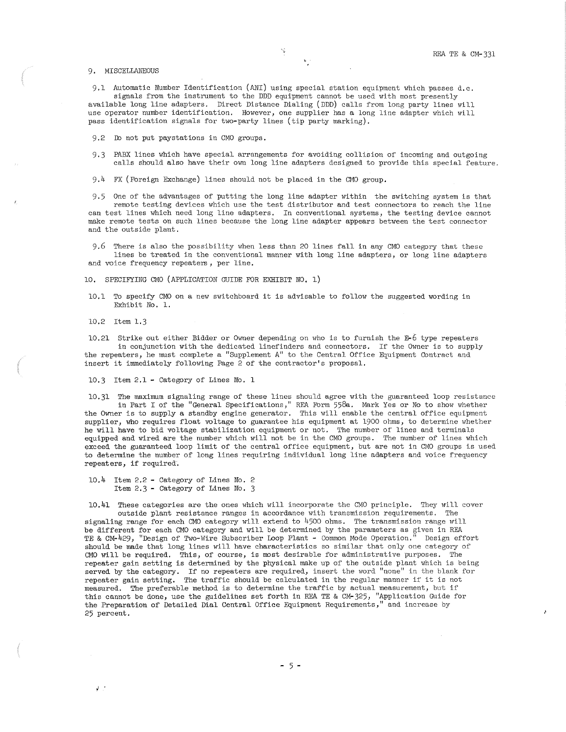## 9. MISCELLANEOUS

9.1 Automatic Number Identification (ANI) using special station equipment which passes d.c. signals from the instrument to the DDD equipment cannot be used with most presently available long line adapters. Direct Distance Dialing (DDD) calls from long party lines will use operator number identification. However, one supplier has a long line adapter which will pass identification signals for two-party lines (tip party marking).

9.2 Do not put paystations in CMO groups.

9.3 PABX lines which have special arrangements for avoiding collision of incoming and outgoing calls should also have their own long line adapters designed to provide this special feature.

9.4 FX (Foreign Exchange) lines should not be placed in the CMO group.

9.5 One of the advantages of putting the long line adapter within the switching system is that remote testing devices which use the test distributor and test connectors to reach the line can test lines which need long line adapters. In conventional systems, the testing device cannot make remote tests on such lines because the long line adapter appears between the test connector and the outside plant.

9.6 There is also the possibility when less than 20 lines fall in any CMO category that these lines be treated in the conventional manner with long line adapters, or long line adapters and voice frequency repeaters, per line.

## 10. SPECIFYING CMO (APPLICATION GUIDE FOR EXHIBIT NO. 1)

10.1 To specify CMO on a new switchboard it is advisable to follow the suggested wording in Exhibit No. 1.

10.2 Item 1.3

10.21 Strike out either Bidder or Owner depending on who is to furnish the E-6 type repeaters in conjunction with the dedicated linefinders and connectors. If the Owner is to supply the repeaters, he must complete a "Supplement A" to the Central Office Equipment Contract and insert it immediately following Page 2 of the contractor's proposal.

10.3 Item 2.1 - Category of Lines No. 1

10.31 The maximum signaling range of these lines should agree with the guaranteed loop resistance in Part I of the "General Specifications," REA Form 558a. Mark Yes or No to show whether the Owner is to supply a standby engine generator. This will enable the central office equipment supplier, who requires float voltage to guarantee his equipment at 1900 ohms, to determine whether he will have to bid voltage stabilization equipment or not. The number of lines and terminals equipped and wired are the number which will not be in the CMO groups. The number of lines which exceed the guaranteed loop limit of the central office equipment, but are not in CMO groups is used to determine the number of long lines requiring individual long line adapters and voice frequency repeaters, if required.

10.4 Item 2.2 - Category of Lines No. 2
Item 2.3 - Category of Lines No. 3

10.41 These categories are the ones which will incorporate the CMO principle. They will cover outside plant resistance ranges in accordance with transmission requirements. The signaling range for each CMO category will extend to 4500 ohms. The transmission range will be different for each CMO category and will be determined by the parameters as given in REA TE & CM-429, "Design of Two-Wire Subscriber Loop Plant - Common Mode Operation." Design effort should be made that long lines will have characteristics so similar that only one category of CMO will be required. This, of course, is most desirable for administrative purposes. The repeater gain setting is determined by the physical make up of the outside plant which is being served by the category. If no repeaters are required, insert the word "none" in the blank for repeater gain setting. The traffic should be calculated in the regular manner if it is not measured. The preferable method is to determine the traffic by actual measurement, but if this cannot be done, use the guidelines set forth in REA TE & CM-325, "Application Guide for the Preparation of Detailed Dial Central Office Equipment Requirements," and increase by 25 percent.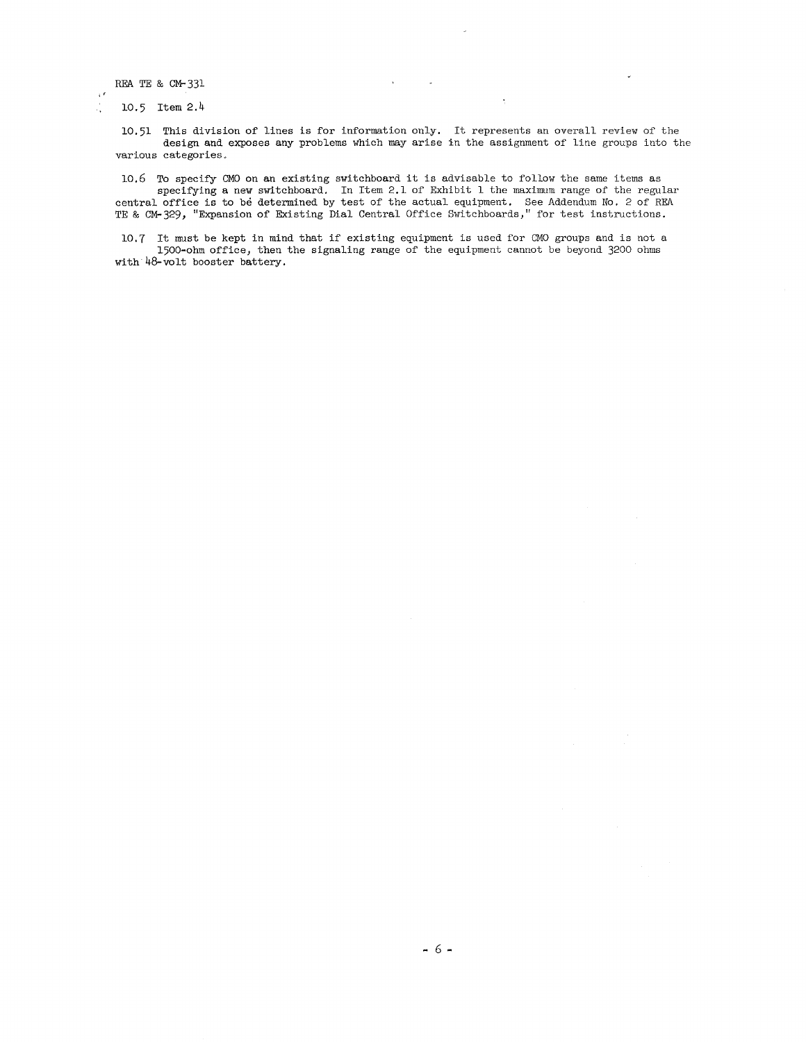10.5 Item 2.4

10.51 This division of lines is for information only. It represents an overall review of the design and exposes any problems which may arise in the assignment of line groups into the various categories.

10.6 To specify CMO on an existing switchboard it is advisable to follow the same items as specifying a new switchboard. In Item 2.1 of Exhibit 1 the maximum range of the regular central office is to be determined by test of the actual equipment. See Addendum No. 2 of REA TE & CM-329, "Expansion of Existing Dial Central Office Switchboards," for test instructions.

10.7 It must be kept in mind that if existing equipment is used for CMO groups and is not a 1500-ohm office, then the signaling range of the equipment cannot be beyond 3200 ohms with 48-volt booster battery.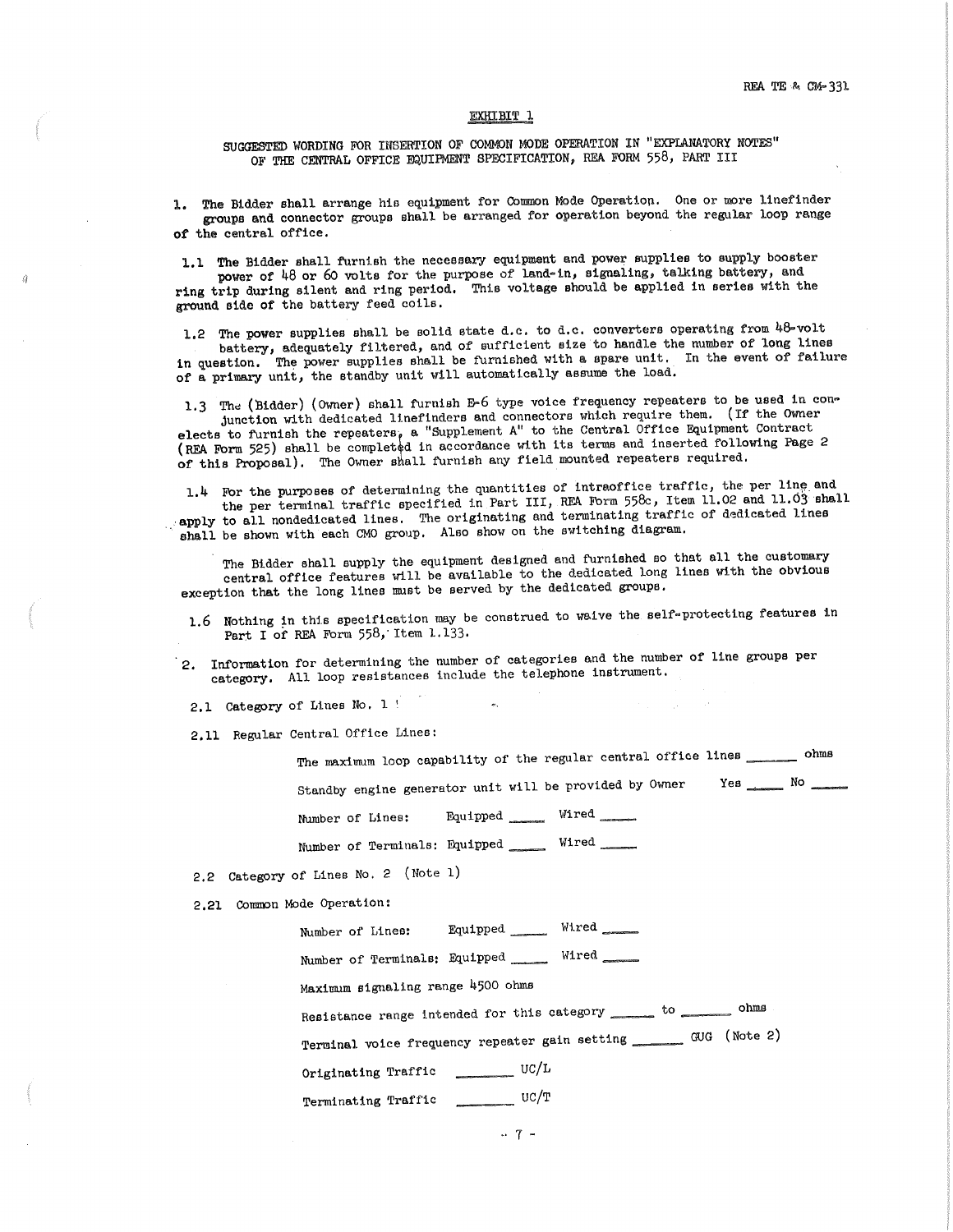## EXHIBIT 1

### SUGGESTED WORDING FOR INSERTION OF COMMON MODE OPERATION IN "EXPLANATORY NOTES" OF THE CENTRAL OFFICE EQUIPMENT SPECIFICATION, REA FORM 558, PART III

1. The Bidder shall arrange his equipment for Common Mode Operation. One or more linefinder groups and connector groups shall be arranged for operation beyond the regular loop range of the central office.

1.1 The Bidder shall furnish the necessary equipment and power supplies to supply booster power of 48 or 60 volts for the purpose of land-in, signaling, talking battery, and ring trip during silent and ring period. This voltage should be applied in series with the ground side of the battery feed coils.

1.2 The power supplies shall be solid state d.c. to d.c. converters operating from 48-volt battery, adequately filtered, and of sufficient size to handle the number of long lines in question. The power supplies shall be furnished with a spare unit. In the event of failure of a primary unit, the standby unit will automatically assume the load.

1.3 The (Bidder) (Owner) shall furnish E-6 type voice frequency repeaters to be used in conjunction with dedicated linefinders and connectors which require them. (If the Owner elects to furnish the repeaters, a "Supplement A" to the Central Office Equipment Contract (REA Form 525) shall be completed in accordance with its terms and inserted following Page 2 of this Proposal). The Owner shall furnish any field mounted repeaters required.

1.4 For the purposes of determining the quantities of intraoffice traffic, the per line and the per terminal traffic specified in Part III, REA Form 558c, Item 11.02 and 11.03 shall apply to all nondedicated lines. The originating and terminating traffic of dedicated lines shall be shown with each CMO group. Also show on the switching diagram.

The Bidder shall supply the equipment designed and furnished so that all the customary central office features will be available to the dedicated long lines with the obvious exception that the long lines must be served by the dedicated groups.

1.6 Nothing in this specification may be construed to waive the self-protecting features in Part I of REA Form 558, Item 1.133.

2. Information for determining the number of categories and the number of line groups per category. All loop resistances include the telephone instrument.

2.1 Category of Lines No. 1

2.11 Regular Central Office Lines:

The maximum loop capability of the regular central office lines ______ ohms

Standby engine generator unit will be provided by Owner Yes ______ No ______

Number of Lines: Equipped ______ Wired ______

Number of Terminals: Equipped ______ Wired ______

2.2 Category of Lines No. 2 (Note 1)

2.21 Common Mode Operation:

Number of Lines: Equipped ______ Wired ______

Number of Terminals: Equipped ______ Wired ______

Maximum signaling range 4500 ohms

Resistance range intended for this category ______ to ______ ohms

Terminal voice frequency repeater gain setting ______ GUG (Note 2)

Originating Traffic ______ UC/L

Terminating Traffic ______ UC/T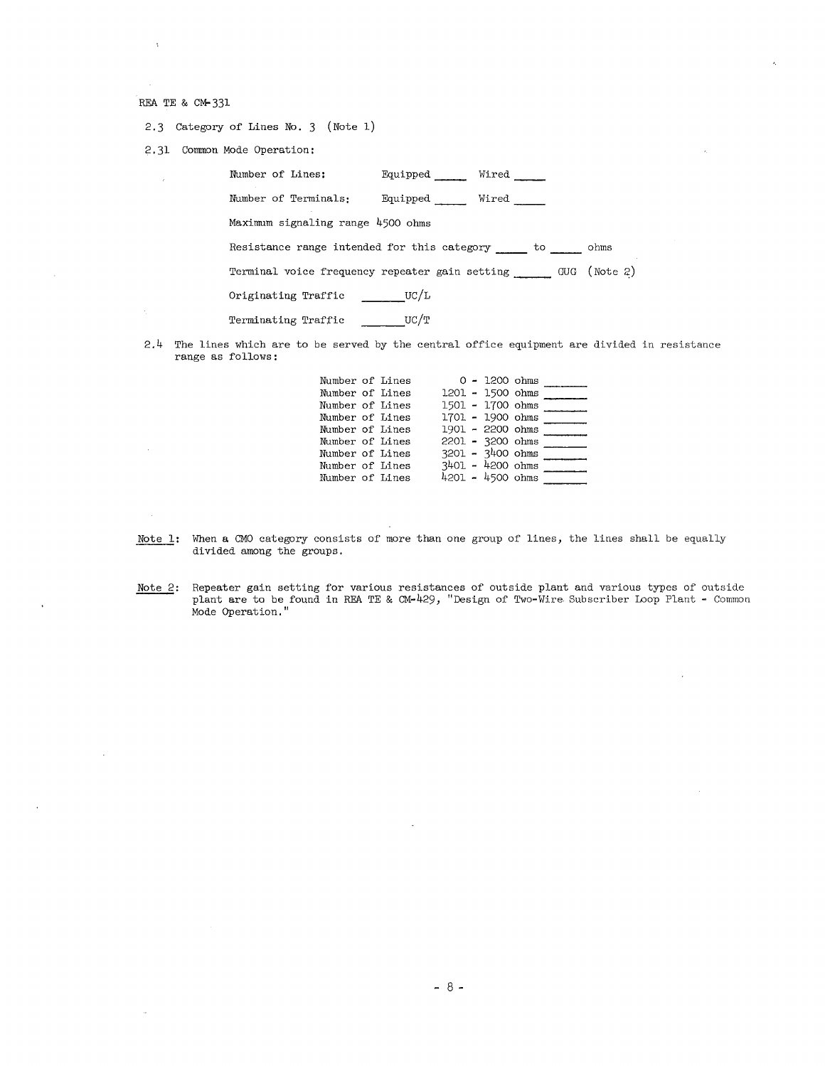REA TE & CM-331

2.3 Category of Lines No. 3 (Note 1)

2.31 Common Mode Operation:

Number of Lines: Equipped _____ Wired _____

Number of Terminals: Equipped _____ Wired _____

Maximum signaling range 4500 ohms

Resistance range intended for this category _____ to _____ ohms

Terminal voice frequency repeater gain setting _____ GUG (Note 2)

Originating Traffic _______UC/L

Terminating Traffic _______UC/T

2.4 The lines which are to be served by the central office equipment are divided in resistance range as follows:

| | | |
|---|---|---|
| Number of Lines | 0 - 1200 ohms | _______ |
| Number of Lines | 1201 - 1500 ohms | _______ |
| Number of Lines | 1501 - 1700 ohms | _______ |
| Number of Lines | 1701 - 1900 ohms | _______ |
| Number of Lines | 1901 - 2200 ohms | _______ |
| Number of Lines | 2201 - 3200 ohms | _______ |
| Number of Lines | 3201 - 3400 ohms | _______ |
| Number of Lines | 3401 - 4200 ohms | _______ |
| Number of Lines | 4201 - 4500 ohms | _______ |

Note 1: When a CMO category consists of more than one group of lines, the lines shall be equally divided among the groups.

Note 2: Repeater gain setting for various resistances of outside plant and various types of outside plant are to be found in REA TE & CM-429, "Design of Two-Wire Subscriber Loop Plant - Common Mode Operation."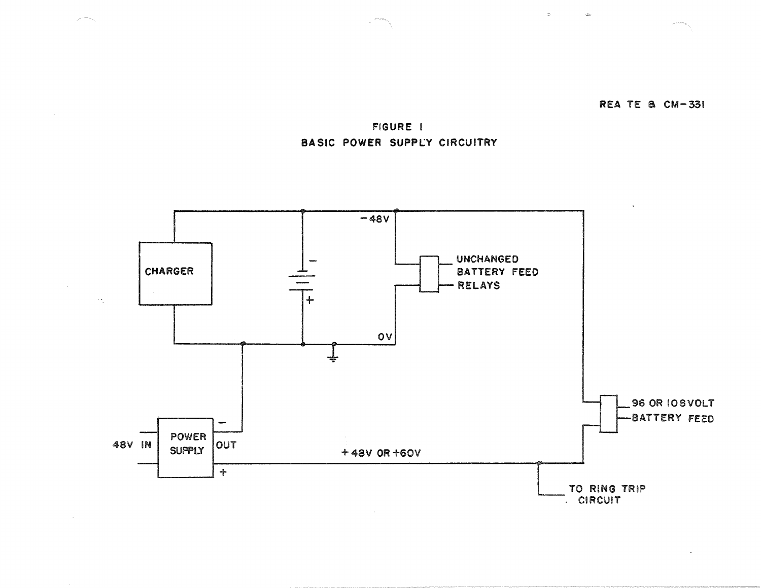REA TE & CM-331

# FIGURE I
## BASIC POWER SUPPLY CIRCUITRY

CHARGER

−48V

UNCHANGED BATTERY FEED RELAYS

0V

48V IN

POWER SUPPLY

OUT

+48V OR +60V

96 OR 108VOLT BATTERY FEED

TO RING TRIP CIRCUIT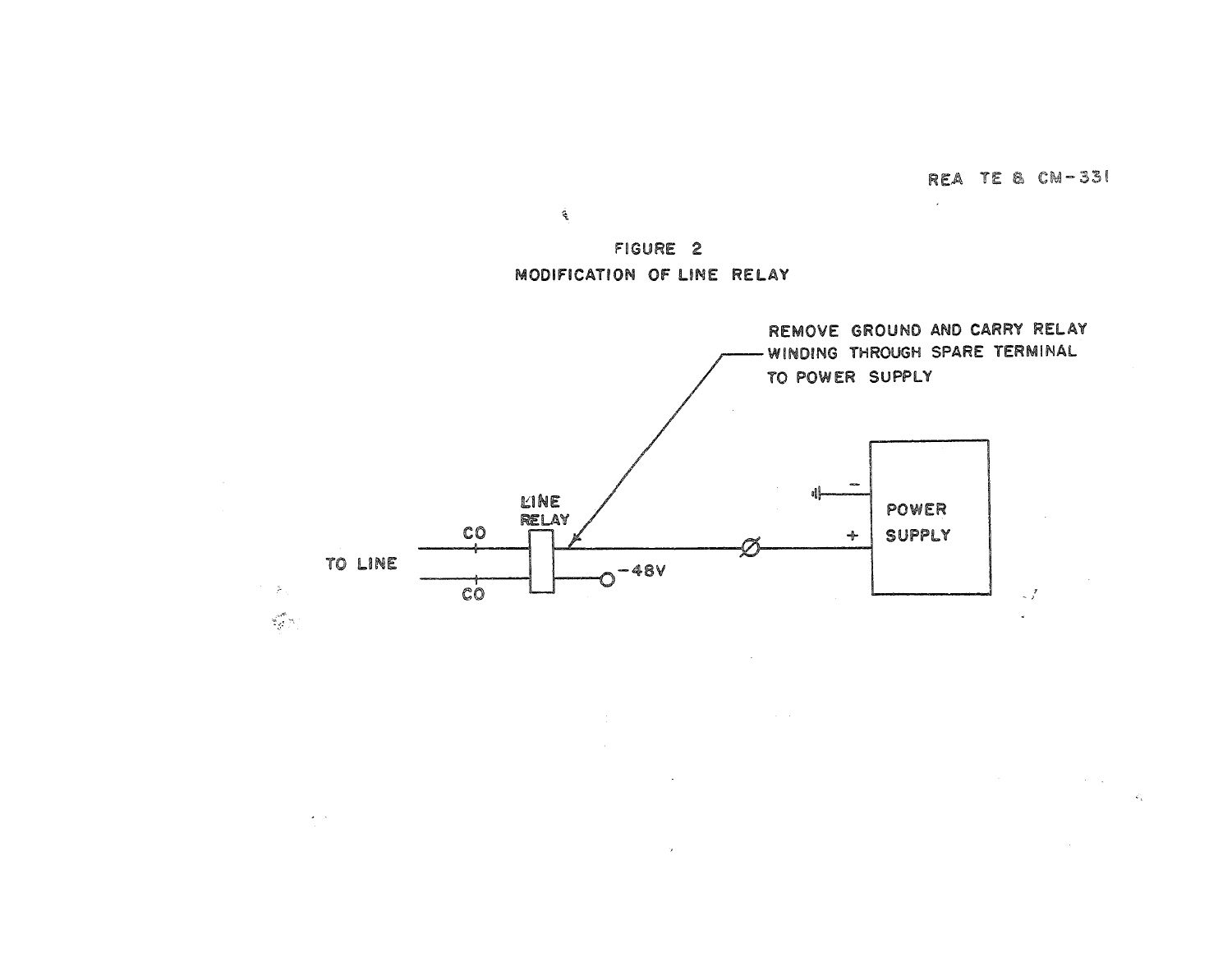# FIGURE 2

## MODIFICATION OF LINE RELAY

REMOVE GROUND AND CARRY RELAY WINDING THROUGH SPARE TERMINAL TO POWER SUPPLY

TO LINE

CO

CO

LINE RELAY

−48V

POWER SUPPLY

−

+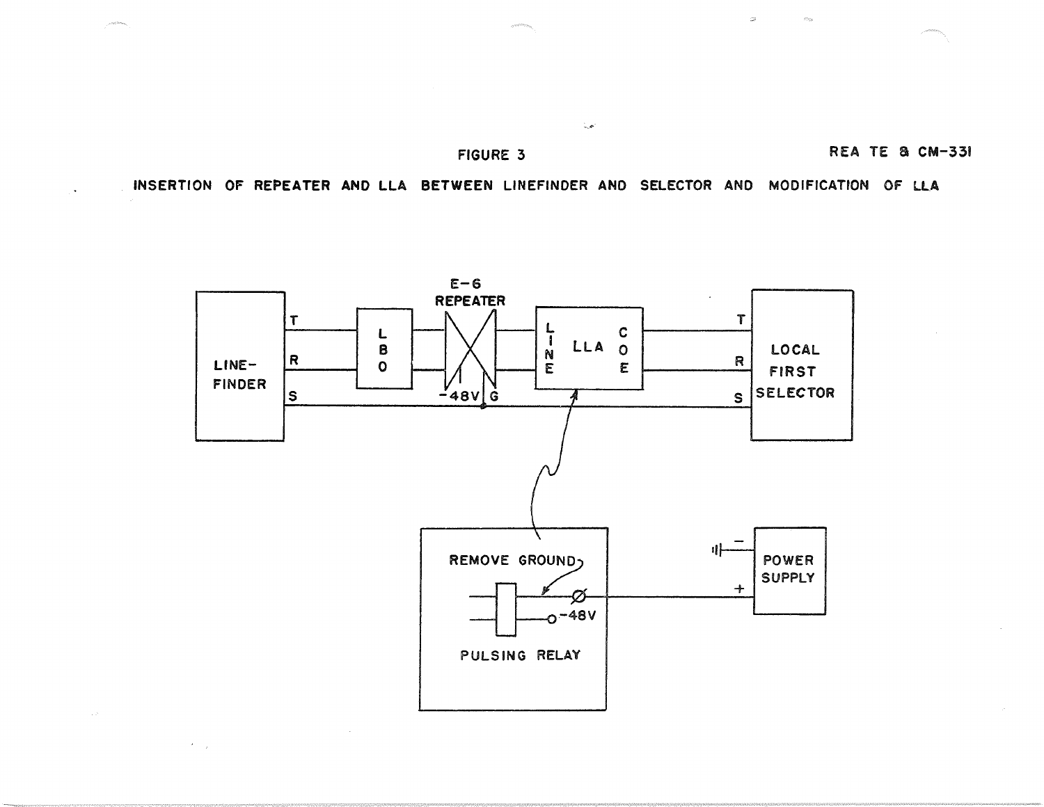FIGURE 3

INSERTION OF REPEATER AND LLA BETWEEN LINEFINDER AND SELECTOR AND MODIFICATION OF LLA

LINE-FINDER

T

R

S

LBO

E-6 REPEATER

-48V G

LINE LLA COE

T

R

S

LOCAL FIRST SELECTOR

REMOVE GROUND

-48V

PULSING RELAY

POWER SUPPLY

−

+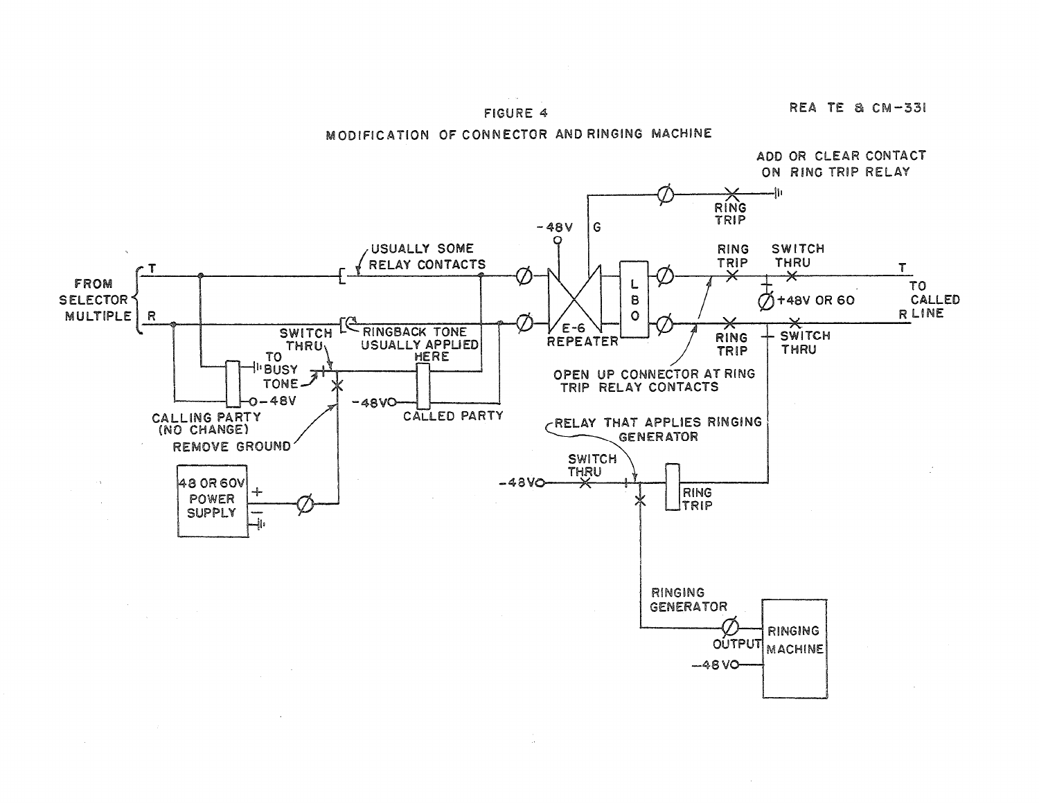REA TE & CM-331

FIGURE 4

MODIFICATION OF CONNECTOR AND RINGING MACHINE

ADD OR CLEAR CONTACT ON RING TRIP RELAY

RING TRIP

-48V

G

USUALLY SOME RELAY CONTACTS

FROM SELECTOR MULTIPLE

T

R

RINGBACK TONE USUALLY APPLIED HERE

SWITCH THRU

TO BUSY TONE

-48V

CALLING PARTY (NO CHANGE)

REMOVE GROUND

-48V

CALLED PARTY

E-6 REPEATER

L B O

RING TRIP

SWITCH THRU

+48V OR 60

T

TO CALLED LINE

R LINE

RING TRIP

SWITCH THRU

OPEN UP CONNECTOR AT RING TRIP RELAY CONTACTS

RELAY THAT APPLIES RINGING GENERATOR

SWITCH THRU

-48V

RING TRIP

48 OR 60V POWER SUPPLY

RINGING GENERATOR

OUTPUT

RINGING MACHINE

-48V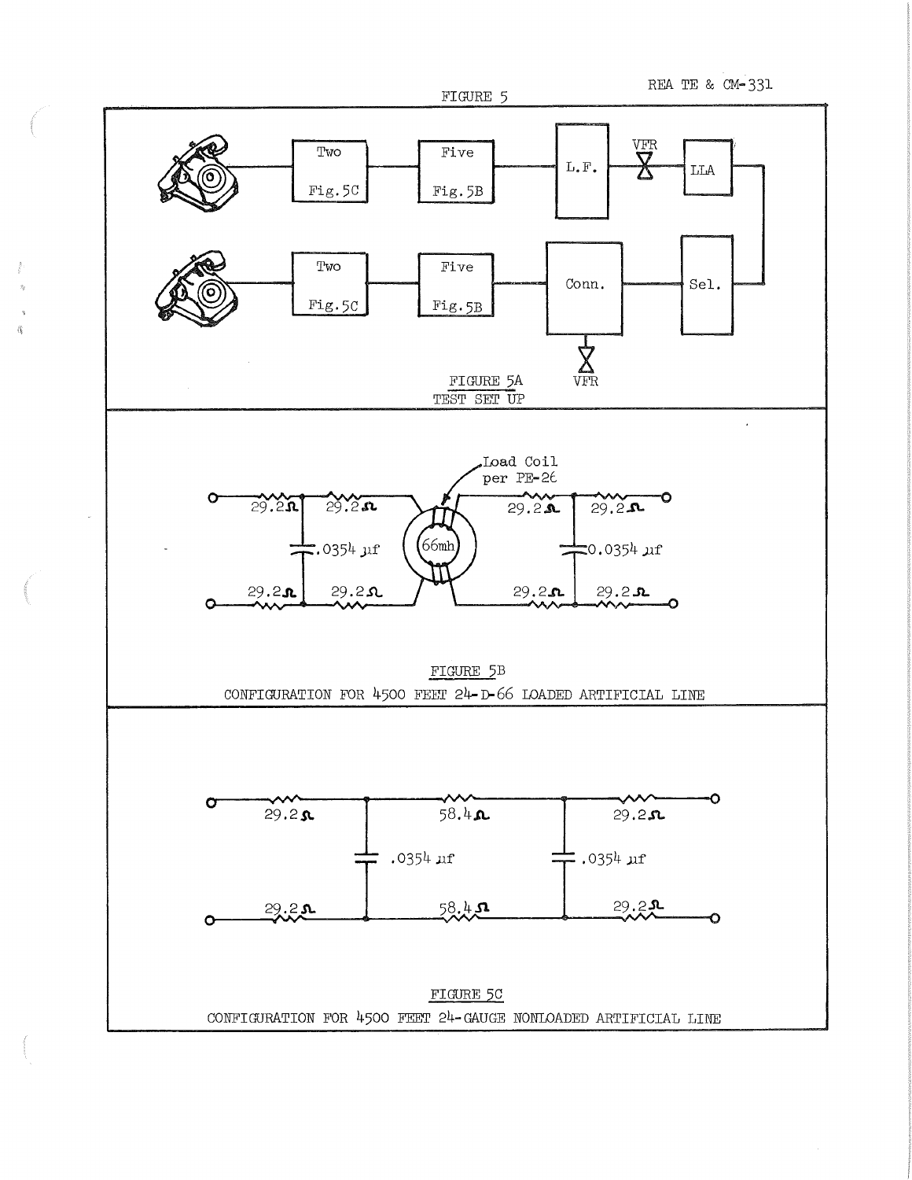FIGURE 5

Two

Fig.5C

Five

Fig.5B

L.F.

VFR

LLA

Two

Fig.5C

Five

Fig.5B

Conn.

Sel.

VFR

FIGURE 5A

TEST SET UP

Load Coil per PE-26

29.2Ω

29.2Ω

.0354 µf

29.2Ω

29.2Ω

66mh

29.2Ω

29.2Ω

0.0354 µf

29.2Ω

29.2Ω

FIGURE 5B

CONFIGURATION FOR 4500 FEET 24-D-66 LOADED ARTIFICIAL LINE

29.2Ω

58.4Ω

29.2Ω

.0354 µf

.0354 µf

29.2Ω

58.4Ω

29.2Ω

FIGURE 5C

CONFIGURATION FOR 4500 FEET 24-GAUGE NONLOADED ARTIFICIAL LINE